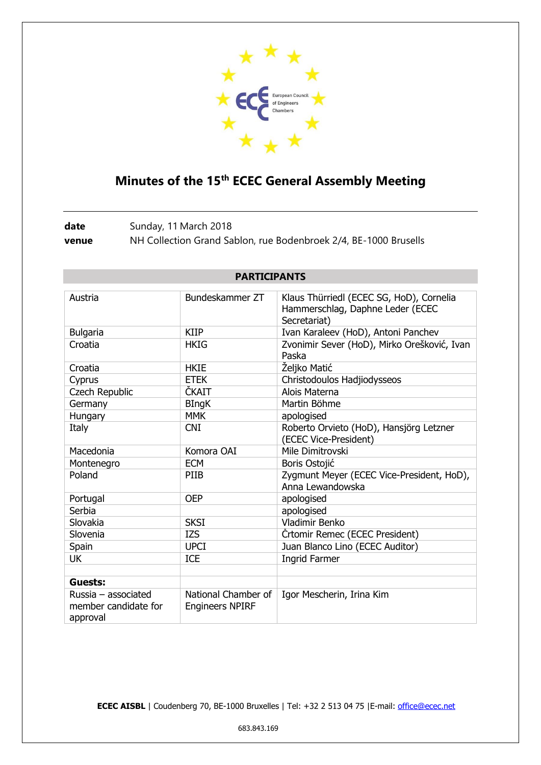# Minutes of the 15th ECEC General Assembly Meeting

**date** Sunday, 11 March 2018

**venue** NH Collection Grand Sablon, rue Bodenbroek 2/4, BE-1000 Brusells

| PARTICIPANTS | | |
|---|---|---|
| Austria | Bundeskammer ZT | Klaus Thürriedl (ECEC SG, HoD), Cornelia Hammerschlag, Daphne Leder (ECEC Secretariat) |
| Bulgaria | KIIP | Ivan Karaleev (HoD), Antoni Panchev |
| Croatia | HKIG | Zvonimir Sever (HoD), Mirko Orešković, Ivan Paska |
| Croatia | HKIE | Željko Matić |
| Cyprus | ETEK | Christodoulos Hadjiodysseos |
| Czech Republic | ČKAIT | Alois Materna |
| Germany | BIngK | Martin Böhme |
| Hungary | MMK | apologised |
| Italy | CNI | Roberto Orvieto (HoD), Hansjörg Letzner (ECEC Vice-President) |
| Macedonia | Komora OAI | Mile Dimitrovski |
| Montenegro | ECM | Boris Ostojić |
| Poland | PIIB | Zygmunt Meyer (ECEC Vice-President, HoD), Anna Lewandowska |
| Portugal | OEP | apologised |
| Serbia | | apologised |
| Slovakia | SKSI | Vladimir Benko |
| Slovenia | IZS | Črtomir Remec (ECEC President) |
| Spain | UPCI | Juan Blanco Lino (ECEC Auditor) |
| UK | ICE | Ingrid Farmer |
| | | |
| **Guests:** | | |
| Russia – associated member candidate for approval | National Chamber of Engineers NPIRF | Igor Mescherin, Irina Kim |

**ECEC AISBL** | Coudenberg 70, BE-1000 Bruxelles | Tel: +32 2 513 04 75 |E-mail: office@ecec.net

683.843.169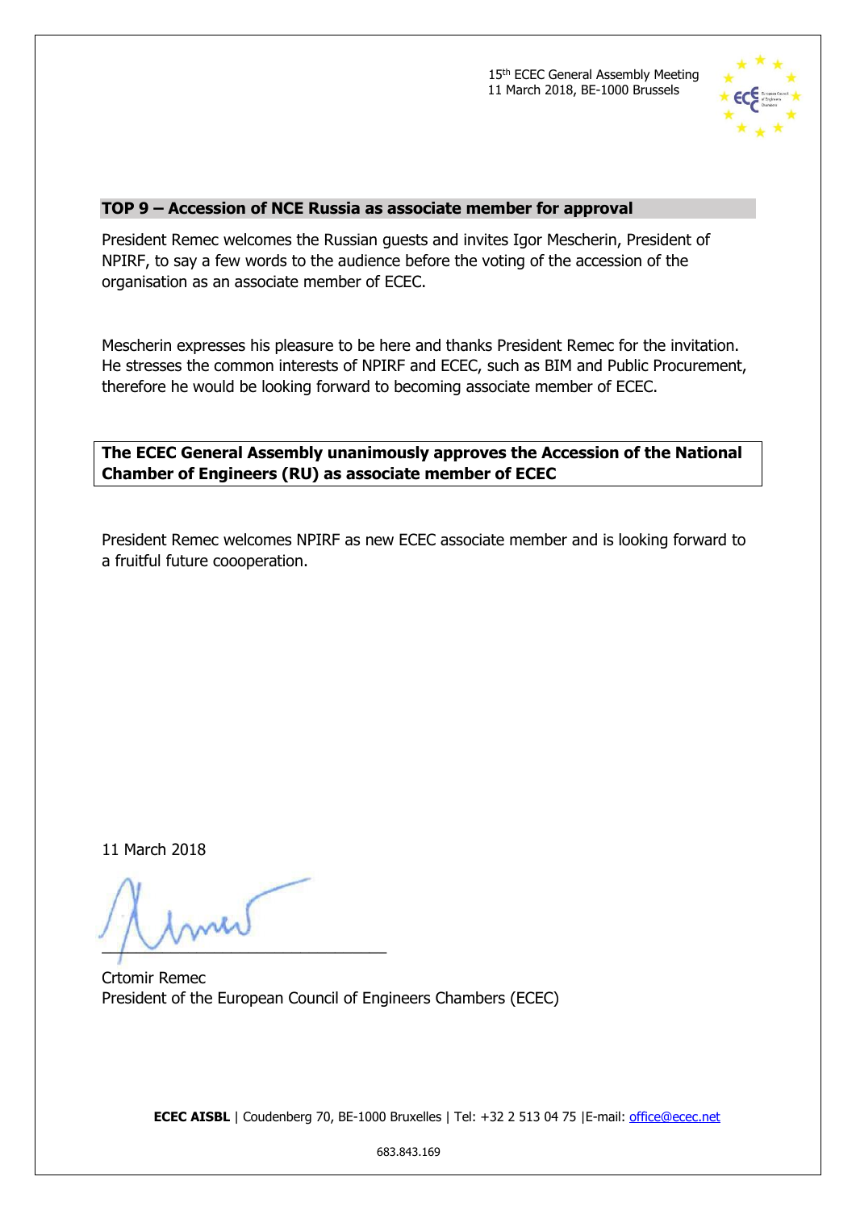## TOP 9 – Accession of NCE Russia as associate member for approval

President Remec welcomes the Russian guests and invites Igor Mescherin, President of NPIRF, to say a few words to the audience before the voting of the accession of the organisation as an associate member of ECEC.

Mescherin expresses his pleasure to be here and thanks President Remec for the invitation. He stresses the common interests of NPIRF and ECEC, such as BIM and Public Procurement, therefore he would be looking forward to becoming associate member of ECEC.

**The ECEC General Assembly unanimously approves the Accession of the National Chamber of Engineers (RU) as associate member of ECEC**

President Remec welcomes NPIRF as new ECEC associate member and is looking forward to a fruitful future coooperation.

11 March 2018

Crtomir Remec
President of the European Council of Engineers Chambers (ECEC)